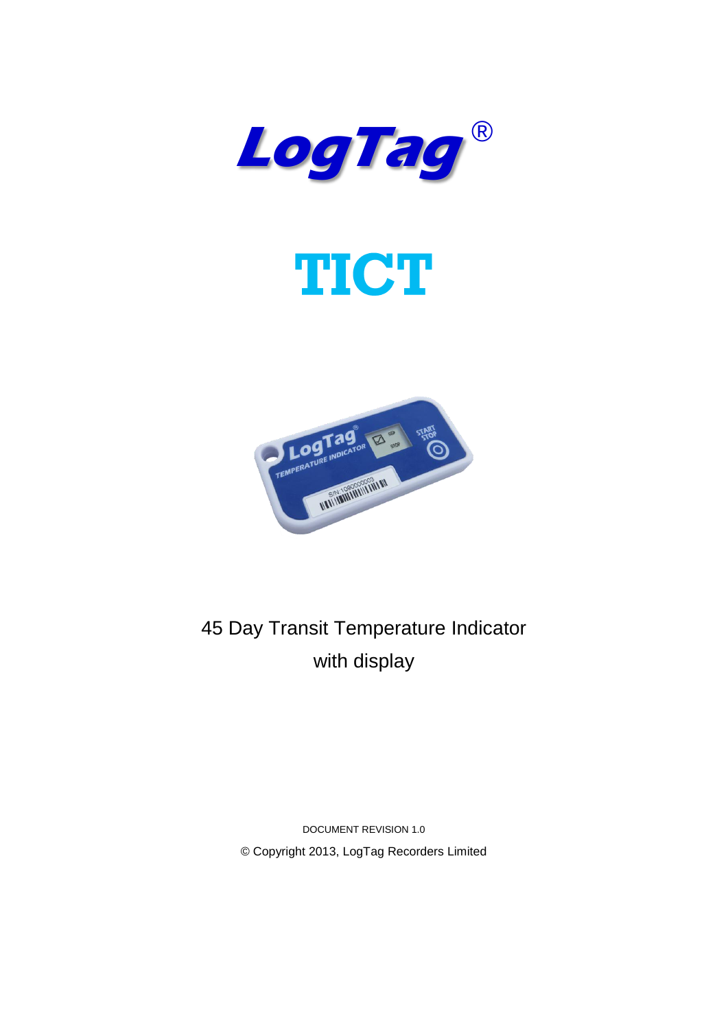# LogTag®

# TICT

45 Day Transit Temperature Indicator
with display

DOCUMENT REVISION 1.0

© Copyright 2013, LogTag Recorders Limited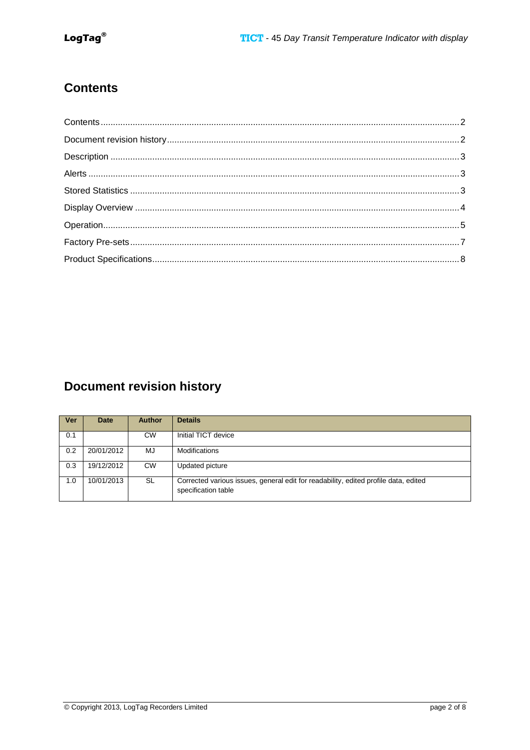## Contents

Contents ........................................................................................................ 2

Document revision history ................................................................................ 2

Description ..................................................................................................... 3

Alerts ............................................................................................................. 3

Stored Statistics ............................................................................................. 3

Display Overview ............................................................................................ 4

Operation ........................................................................................................ 5

Factory Pre-sets .............................................................................................. 7

Product Specifications ..................................................................................... 8

## Document revision history

| Ver | Date | Author | Details |
|---|---|---|---|
| 0.1 | | CW | Initial TICT device |
| 0.2 | 20/01/2012 | MJ | Modifications |
| 0.3 | 19/12/2012 | CW | Updated picture |
| 1.0 | 10/01/2013 | SL | Corrected various issues, general edit for readability, edited profile data, edited specification table |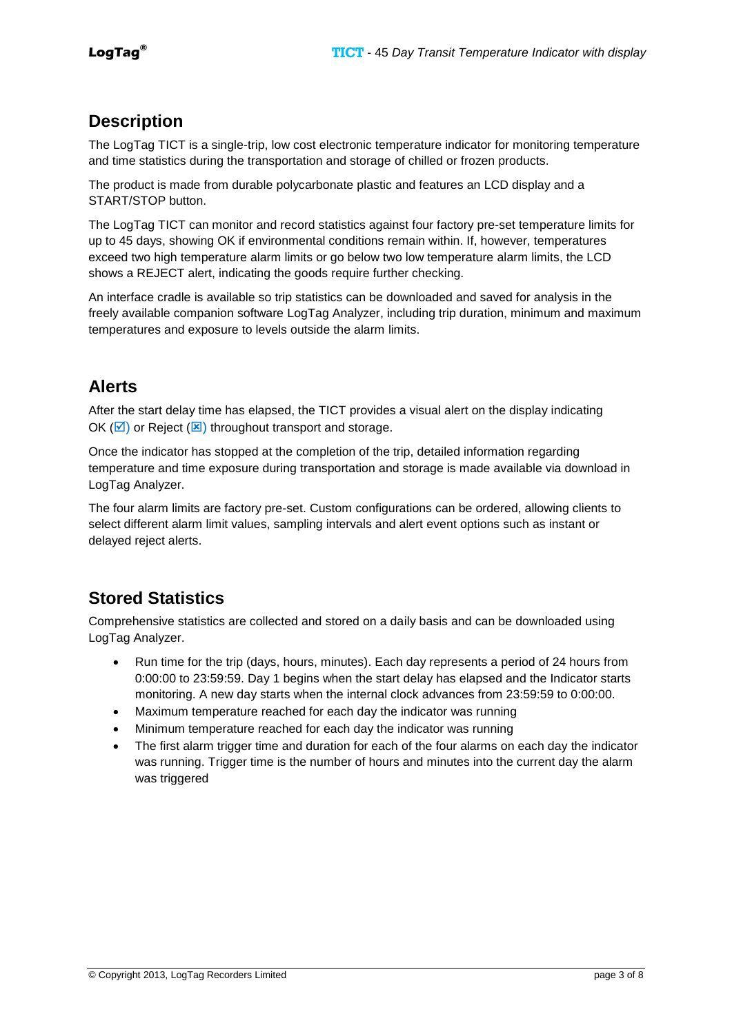## Description

The LogTag TICT is a single-trip, low cost electronic temperature indicator for monitoring temperature and time statistics during the transportation and storage of chilled or frozen products.

The product is made from durable polycarbonate plastic and features an LCD display and a START/STOP button.

The LogTag TICT can monitor and record statistics against four factory pre-set temperature limits for up to 45 days, showing OK if environmental conditions remain within. If, however, temperatures exceed two high temperature alarm limits or go below two low temperature alarm limits, the LCD shows a REJECT alert, indicating the goods require further checking.

An interface cradle is available so trip statistics can be downloaded and saved for analysis in the freely available companion software LogTag Analyzer, including trip duration, minimum and maximum temperatures and exposure to levels outside the alarm limits.

## Alerts

After the start delay time has elapsed, the TICT provides a visual alert on the display indicating OK (☑) or Reject (☒) throughout transport and storage.

Once the indicator has stopped at the completion of the trip, detailed information regarding temperature and time exposure during transportation and storage is made available via download in LogTag Analyzer.

The four alarm limits are factory pre-set. Custom configurations can be ordered, allowing clients to select different alarm limit values, sampling intervals and alert event options such as instant or delayed reject alerts.

## Stored Statistics

Comprehensive statistics are collected and stored on a daily basis and can be downloaded using LogTag Analyzer.

- Run time for the trip (days, hours, minutes). Each day represents a period of 24 hours from 0:00:00 to 23:59:59. Day 1 begins when the start delay has elapsed and the Indicator starts monitoring. A new day starts when the internal clock advances from 23:59:59 to 0:00:00.
- Maximum temperature reached for each day the indicator was running
- Minimum temperature reached for each day the indicator was running
- The first alarm trigger time and duration for each of the four alarms on each day the indicator was running. Trigger time is the number of hours and minutes into the current day the alarm was triggered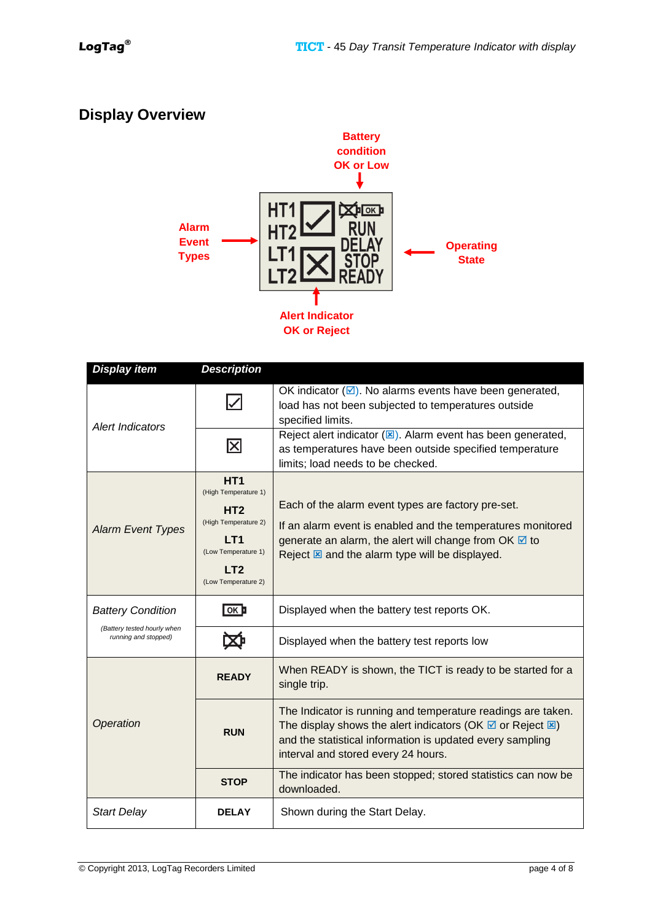## Display Overview

Battery condition OK or Low

Alarm Event Types

Operating State

Alert Indicator OK or Reject

| Display item | | Description |
|---|---|---|
| *Alert Indicators* | ☑ | OK indicator (☑). No alarms events have been generated, load has not been subjected to temperatures outside specified limits. |
| | ☒ | Reject alert indicator (☒). Alarm event has been generated, as temperatures have been outside specified temperature limits; load needs to be checked. |
| *Alarm Event Types* | **HT1** (High Temperature 1) **HT2** (High Temperature 2) **LT1** (Low Temperature 1) **LT2** (Low Temperature 2) | Each of the alarm event types are factory pre-set. If an alarm event is enabled and the temperatures monitored generate an alarm, the alert will change from OK ☑ to Reject ☒ and the alarm type will be displayed. |
| *Battery Condition* *(Battery tested hourly when running and stopped)* | OK | Displayed when the battery test reports OK. |
| | ☒ | Displayed when the battery test reports low |
| *Operation* | **READY** | When READY is shown, the TICT is ready to be started for a single trip. |
| | **RUN** | The Indicator is running and temperature readings are taken. The display shows the alert indicators (OK ☑ or Reject ☒) and the statistical information is updated every sampling interval and stored every 24 hours. |
| | **STOP** | The indicator has been stopped; stored statistics can now be downloaded. |
| *Start Delay* | **DELAY** | Shown during the Start Delay. |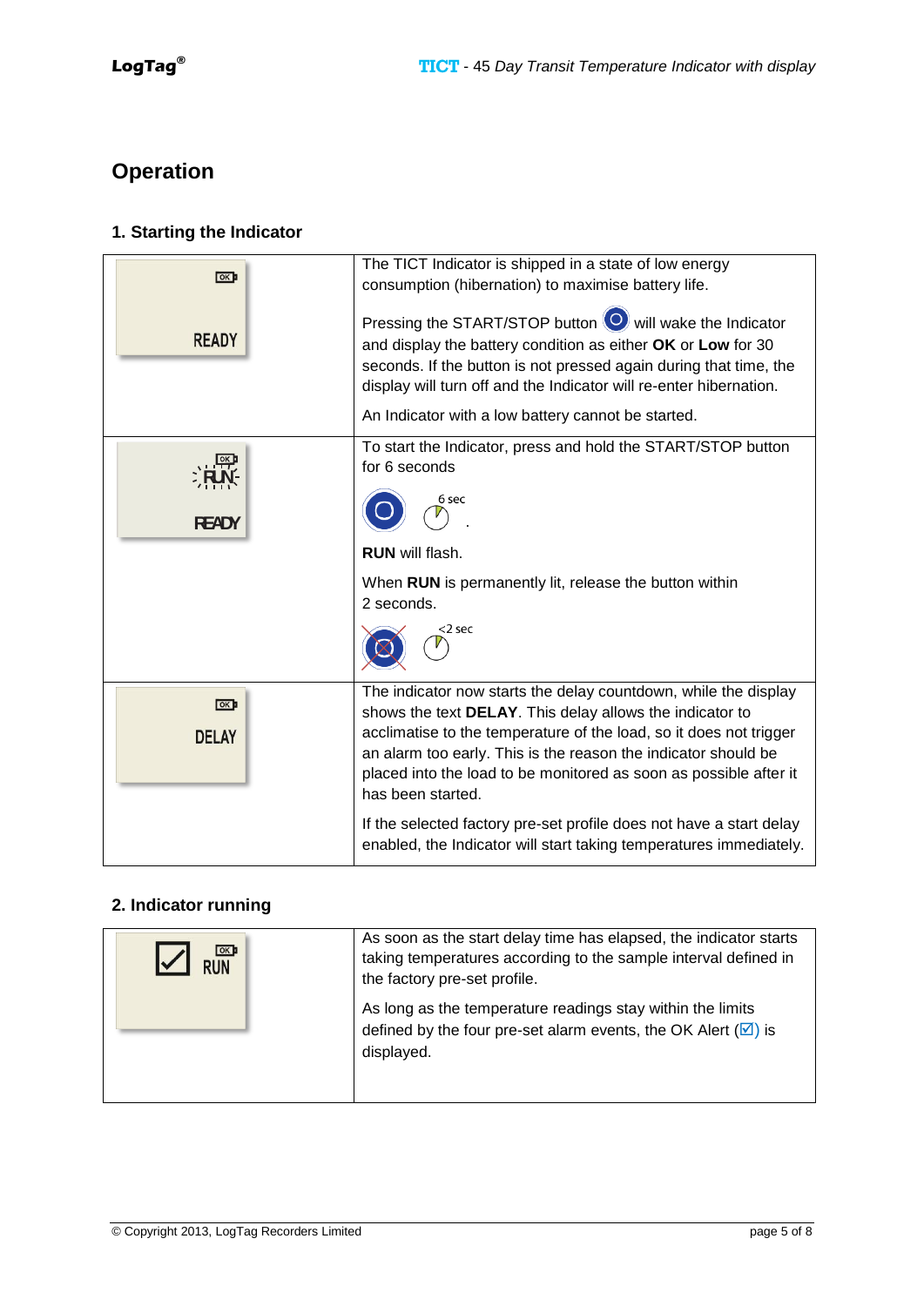# Operation

## 1. Starting the Indicator

| | |
|---|---|
| READY | The TICT Indicator is shipped in a state of low energy consumption (hibernation) to maximise battery life.<br><br>Pressing the START/STOP button will wake the Indicator and display the battery condition as either **OK** or **Low** for 30 seconds. If the button is not pressed again during that time, the display will turn off and the Indicator will re-enter hibernation.<br><br>An Indicator with a low battery cannot be started. |
| RUN<br>READY | To start the Indicator, press and hold the START/STOP button for 6 seconds<br><br>6 sec<br><br>**RUN** will flash.<br><br>When **RUN** is permanently lit, release the button within 2 seconds.<br><br><2 sec |
| DELAY | The indicator now starts the delay countdown, while the display shows the text **DELAY**. This delay allows the indicator to acclimatise to the temperature of the load, so it does not trigger an alarm too early. This is the reason the indicator should be placed into the load to be monitored as soon as possible after it has been started.<br><br>If the selected factory pre-set profile does not have a start delay enabled, the Indicator will start taking temperatures immediately. |

## 2. Indicator running

| | |
|---|---|
| ☑ RUN | As soon as the start delay time has elapsed, the indicator starts taking temperatures according to the sample interval defined in the factory pre-set profile.<br><br>As long as the temperature readings stay within the limits defined by the four pre-set alarm events, the OK Alert (☑) is displayed. |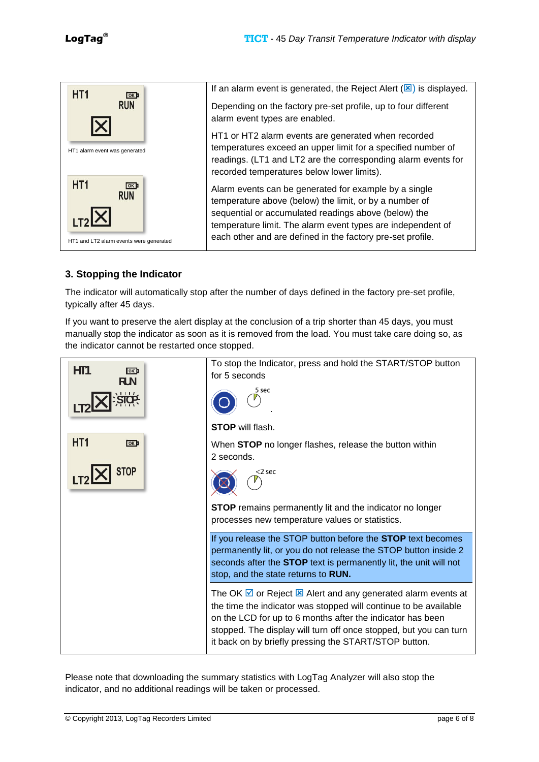| HT1 alarm event was generated / HT1 and LT2 alarm events were generated | If an alarm event is generated, the Reject Alert (☒) is displayed.<br><br>Depending on the factory pre-set profile, up to four different alarm event types are enabled.<br><br>HT1 or HT2 alarm events are generated when recorded temperatures exceed an upper limit for a specified number of readings. (LT1 and LT2 are the corresponding alarm events for recorded temperatures below lower limits).<br><br>Alarm events can be generated for example by a single temperature above (below) the limit, or by a number of sequential or accumulated readings above (below) the temperature limit. The alarm event types are independent of each other and are defined in the factory pre-set profile. |
|---|---|

## 3. Stopping the Indicator

The indicator will automatically stop after the number of days defined in the factory pre-set profile, typically after 45 days.

If you want to preserve the alert display at the conclusion of a trip shorter than 45 days, you must manually stop the indicator as soon as it is removed from the load. You must take care doing so, as the indicator cannot be restarted once stopped.

| | |
|---|---|
| | To stop the Indicator, press and hold the START/STOP button for 5 seconds<br><br>5 sec<br><br>**STOP** will flash.<br><br>When **STOP** no longer flashes, release the button within 2 seconds.<br><br><2 sec<br><br>**STOP** remains permanently lit and the indicator no longer processes new temperature values or statistics. |
| | If you release the STOP button before the **STOP** text becomes permanently lit, or you do not release the STOP button inside 2 seconds after the **STOP** text is permanently lit, the unit will not stop, and the state returns to **RUN.** |
| | The OK ☑ or Reject ☒ Alert and any generated alarm events at the time the indicator was stopped will continue to be available on the LCD for up to 6 months after the indicator has been stopped. The display will turn off once stopped, but you can turn it back on by briefly pressing the START/STOP button. |

Please note that downloading the summary statistics with LogTag Analyzer will also stop the indicator, and no additional readings will be taken or processed.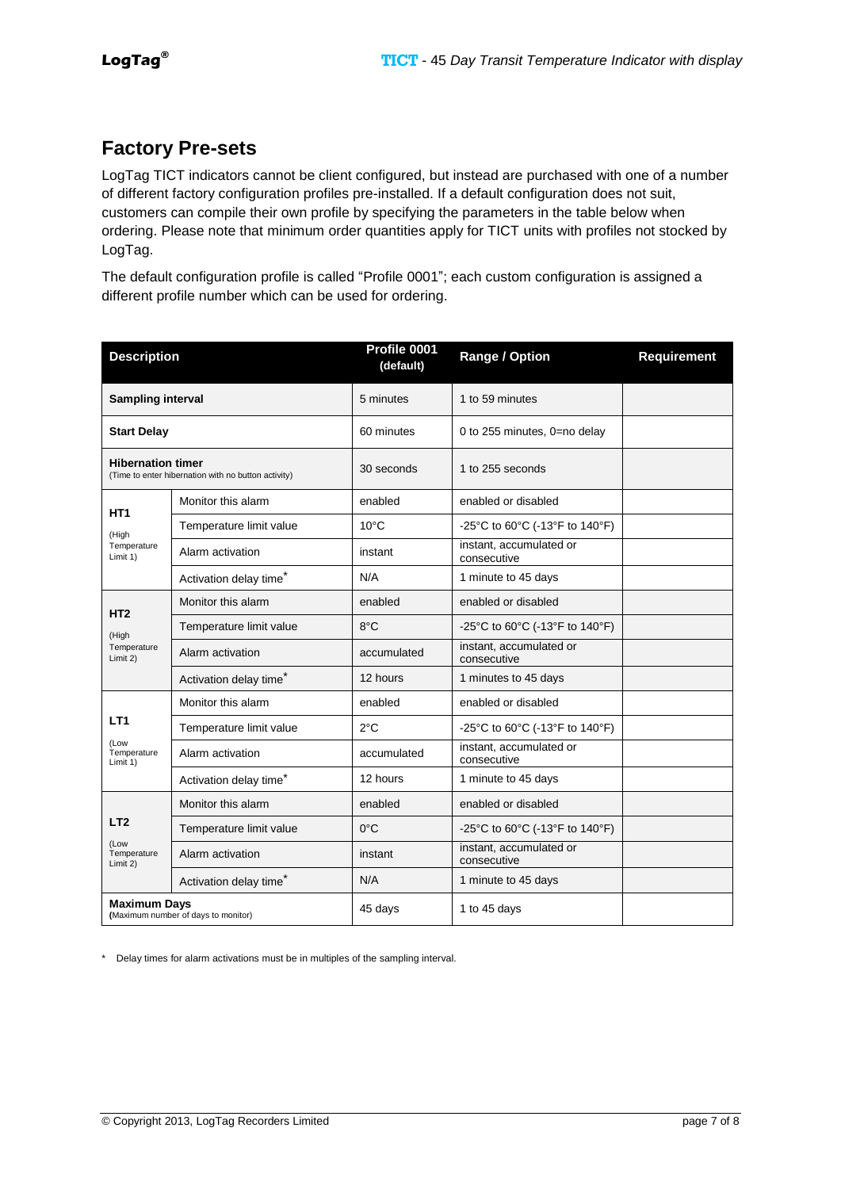## Factory Pre-sets

LogTag TICT indicators cannot be client configured, but instead are purchased with one of a number of different factory configuration profiles pre-installed. If a default configuration does not suit, customers can compile their own profile by specifying the parameters in the table below when ordering. Please note that minimum order quantities apply for TICT units with profiles not stocked by LogTag.

The default configuration profile is called "Profile 0001"; each custom configuration is assigned a different profile number which can be used for ordering.

| Description | | Profile 0001 (default) | Range / Option | Requirement |
|---|---|---|---|---|
| **Sampling interval** | | 5 minutes | 1 to 59 minutes | |
| **Start Delay** | | 60 minutes | 0 to 255 minutes, 0=no delay | |
| **Hibernation timer** (Time to enter hibernation with no button activity) | | 30 seconds | 1 to 255 seconds | |
| **HT1** (High Temperature Limit 1) | Monitor this alarm | enabled | enabled or disabled | |
| | Temperature limit value | 10°C | -25°C to 60°C (-13°F to 140°F) | |
| | Alarm activation | instant | instant, accumulated or consecutive | |
| | Activation delay time* | N/A | 1 minute to 45 days | |
| **HT2** (High Temperature Limit 2) | Monitor this alarm | enabled | enabled or disabled | |
| | Temperature limit value | 8°C | -25°C to 60°C (-13°F to 140°F) | |
| | Alarm activation | accumulated | instant, accumulated or consecutive | |
| | Activation delay time* | 12 hours | 1 minutes to 45 days | |
| **LT1** (Low Temperature Limit 1) | Monitor this alarm | enabled | enabled or disabled | |
| | Temperature limit value | 2°C | -25°C to 60°C (-13°F to 140°F) | |
| | Alarm activation | accumulated | instant, accumulated or consecutive | |
| | Activation delay time* | 12 hours | 1 minute to 45 days | |
| **LT2** (Low Temperature Limit 2) | Monitor this alarm | enabled | enabled or disabled | |
| | Temperature limit value | 0°C | -25°C to 60°C (-13°F to 140°F) | |
| | Alarm activation | instant | instant, accumulated or consecutive | |
| | Activation delay time* | N/A | 1 minute to 45 days | |
| **Maximum Days** (Maximum number of days to monitor) | | 45 days | 1 to 45 days | |

\* Delay times for alarm activations must be in multiples of the sampling interval.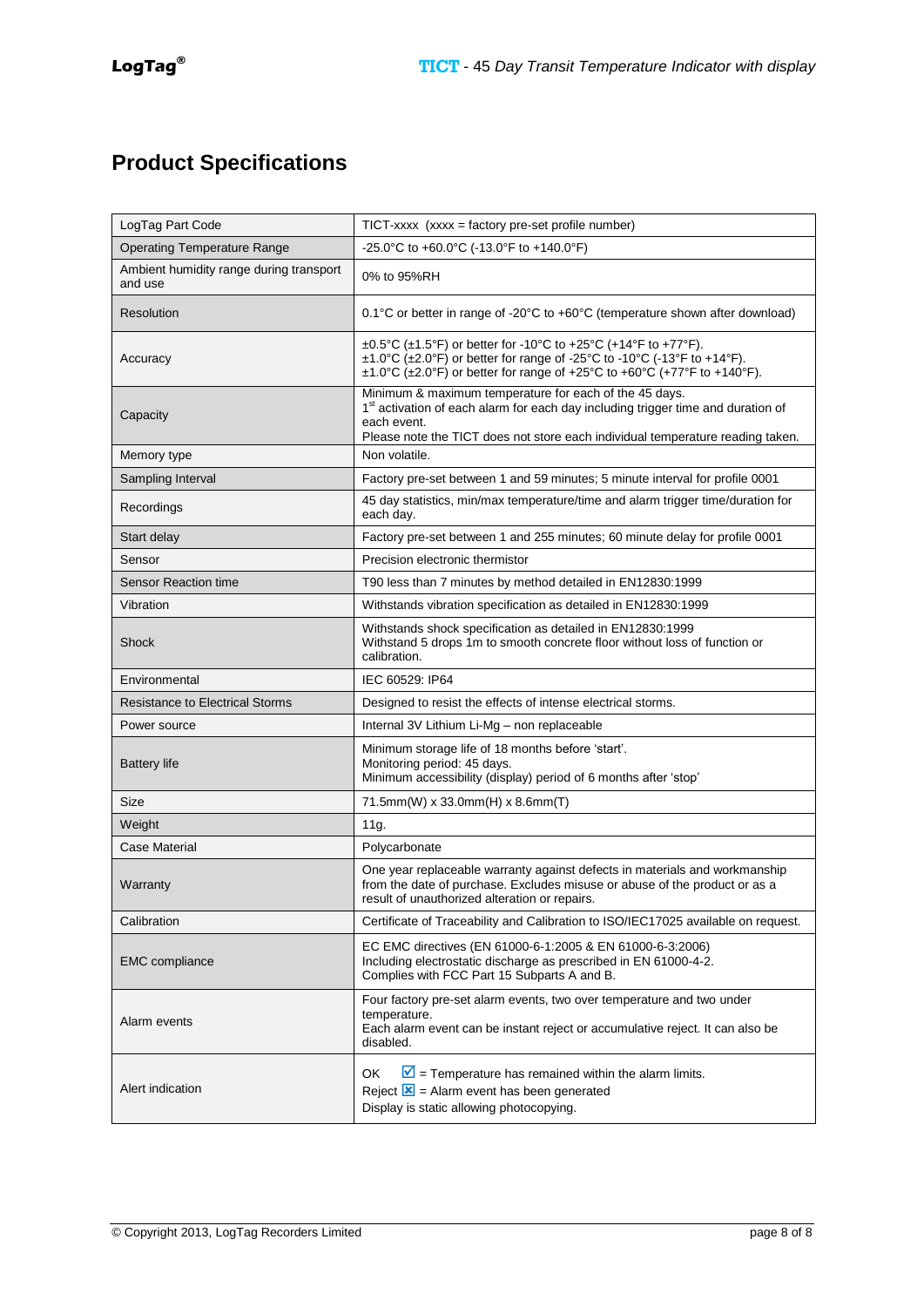# Product Specifications

| | |
|---|---|
| LogTag Part Code | TICT-xxxx (xxxx = factory pre-set profile number) |
| Operating Temperature Range | -25.0°C to +60.0°C (-13.0°F to +140.0°F) |
| Ambient humidity range during transport and use | 0% to 95%RH |
| Resolution | 0.1°C or better in range of -20°C to +60°C (temperature shown after download) |
| Accuracy | ±0.5°C (±1.5°F) or better for -10°C to +25°C (+14°F to +77°F).<br>±1.0°C (±2.0°F) or better for range of -25°C to -10°C (-13°F to +14°F).<br>±1.0°C (±2.0°F) or better for range of +25°C to +60°C (+77°F to +140°F). |
| Capacity | Minimum & maximum temperature for each of the 45 days.<br>1st activation of each alarm for each day including trigger time and duration of each event.<br>Please note the TICT does not store each individual temperature reading taken. |
| Memory type | Non volatile. |
| Sampling Interval | Factory pre-set between 1 and 59 minutes; 5 minute interval for profile 0001 |
| Recordings | 45 day statistics, min/max temperature/time and alarm trigger time/duration for each day. |
| Start delay | Factory pre-set between 1 and 255 minutes; 60 minute delay for profile 0001 |
| Sensor | Precision electronic thermistor |
| Sensor Reaction time | T90 less than 7 minutes by method detailed in EN12830:1999 |
| Vibration | Withstands vibration specification as detailed in EN12830:1999 |
| Shock | Withstands shock specification as detailed in EN12830:1999<br>Withstand 5 drops 1m to smooth concrete floor without loss of function or calibration. |
| Environmental | IEC 60529: IP64 |
| Resistance to Electrical Storms | Designed to resist the effects of intense electrical storms. |
| Power source | Internal 3V Lithium Li-Mg – non replaceable |
| Battery life | Minimum storage life of 18 months before 'start'.<br>Monitoring period: 45 days.<br>Minimum accessibility (display) period of 6 months after 'stop' |
| Size | 71.5mm(W) x 33.0mm(H) x 8.6mm(T) |
| Weight | 11g. |
| Case Material | Polycarbonate |
| Warranty | One year replaceable warranty against defects in materials and workmanship from the date of purchase. Excludes misuse or abuse of the product or as a result of unauthorized alteration or repairs. |
| Calibration | Certificate of Traceability and Calibration to ISO/IEC17025 available on request. |
| EMC compliance | EC EMC directives (EN 61000-6-1:2005 & EN 61000-6-3:2006)<br>Including electrostatic discharge as prescribed in EN 61000-4-2.<br>Complies with FCC Part 15 Subparts A and B. |
| Alarm events | Four factory pre-set alarm events, two over temperature and two under temperature.<br>Each alarm event can be instant reject or accumulative reject. It can also be disabled. |
| Alert indication | OK ☑ = Temperature has remained within the alarm limits.<br>Reject ☒ = Alarm event has been generated<br>Display is static allowing photocopying. |

© Copyright 2013, LogTag Recorders Limited